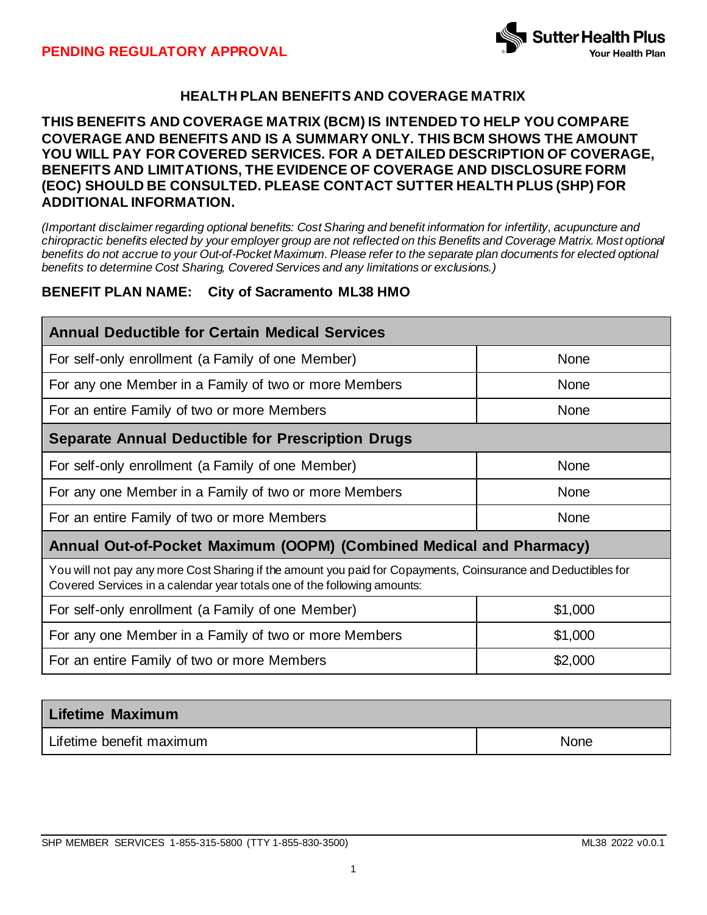**PENDING REGULATORY APPROVAL**

# HEALTH PLAN BENEFITS AND COVERAGE MATRIX

**THIS BENEFITS AND COVERAGE MATRIX (BCM) IS INTENDED TO HELP YOU COMPARE COVERAGE AND BENEFITS AND IS A SUMMARY ONLY. THIS BCM SHOWS THE AMOUNT YOU WILL PAY FOR COVERED SERVICES. FOR A DETAILED DESCRIPTION OF COVERAGE, BENEFITS AND LIMITATIONS, THE EVIDENCE OF COVERAGE AND DISCLOSURE FORM (EOC) SHOULD BE CONSULTED. PLEASE CONTACT SUTTER HEALTH PLUS (SHP) FOR ADDITIONAL INFORMATION.**

*(Important disclaimer regarding optional benefits: Cost Sharing and benefit information for infertility, acupuncture and chiropractic benefits elected by your employer group are not reflected on this Benefits and Coverage Matrix. Most optional benefits do not accrue to your Out-of-Pocket Maximum. Please refer to the separate plan documents for elected optional benefits to determine Cost Sharing, Covered Services and any limitations or exclusions.)*

**BENEFIT PLAN NAME: City of Sacramento ML38 HMO**

| **Annual Deductible for Certain Medical Services** | |
|---|---|
| For self-only enrollment (a Family of one Member) | None |
| For any one Member in a Family of two or more Members | None |
| For an entire Family of two or more Members | None |
| **Separate Annual Deductible for Prescription Drugs** | |
| For self-only enrollment (a Family of one Member) | None |
| For any one Member in a Family of two or more Members | None |
| For an entire Family of two or more Members | None |
| **Annual Out-of-Pocket Maximum (OOPM) (Combined Medical and Pharmacy)** | |
| You will not pay any more Cost Sharing if the amount you paid for Copayments, Coinsurance and Deductibles for Covered Services in a calendar year totals one of the following amounts: | |
| For self-only enrollment (a Family of one Member) | $1,000 |
| For any one Member in a Family of two or more Members | $1,000 |
| For an entire Family of two or more Members | $2,000 |

| **Lifetime Maximum** | |
|---|---|
| Lifetime benefit maximum | None |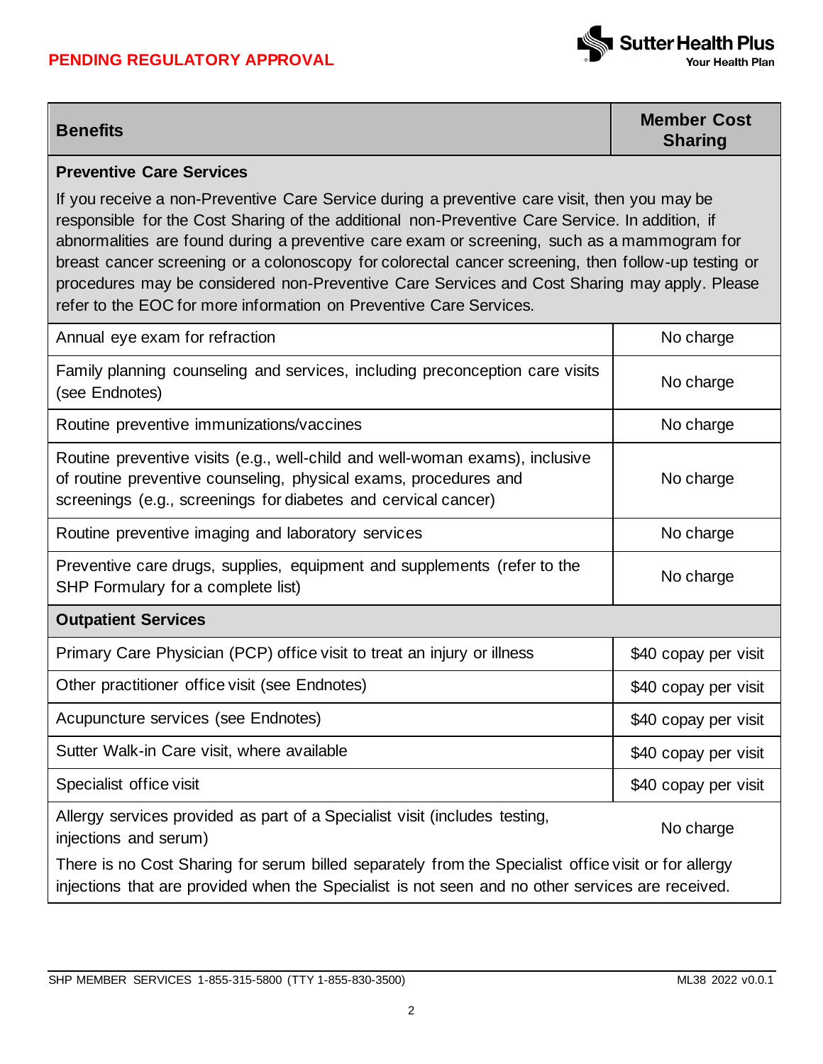PENDING REGULATORY APPROVAL

| Benefits | Member Cost Sharing |
|---|---|
| **Preventive Care Services**<br>If you receive a non-Preventive Care Service during a preventive care visit, then you may be responsible for the Cost Sharing of the additional non-Preventive Care Service. In addition, if abnormalities are found during a preventive care exam or screening, such as a mammogram for breast cancer screening or a colonoscopy for colorectal cancer screening, then follow-up testing or procedures may be considered non-Preventive Care Services and Cost Sharing may apply. Please refer to the EOC for more information on Preventive Care Services. | |
| Annual eye exam for refraction | No charge |
| Family planning counseling and services, including preconception care visits (see Endnotes) | No charge |
| Routine preventive immunizations/vaccines | No charge |
| Routine preventive visits (e.g., well-child and well-woman exams), inclusive of routine preventive counseling, physical exams, procedures and screenings (e.g., screenings for diabetes and cervical cancer) | No charge |
| Routine preventive imaging and laboratory services | No charge |
| Preventive care drugs, supplies, equipment and supplements (refer to the SHP Formulary for a complete list) | No charge |
| **Outpatient Services** | |
| Primary Care Physician (PCP) office visit to treat an injury or illness | $40 copay per visit |
| Other practitioner office visit (see Endnotes) | $40 copay per visit |
| Acupuncture services (see Endnotes) | $40 copay per visit |
| Sutter Walk-in Care visit, where available | $40 copay per visit |
| Specialist office visit | $40 copay per visit |
| Allergy services provided as part of a Specialist visit (includes testing, injections and serum)<br>There is no Cost Sharing for serum billed separately from the Specialist office visit or for allergy injections that are provided when the Specialist is not seen and no other services are received. | No charge |

SHP MEMBER SERVICES 1-855-315-5800 (TTY 1-855-830-3500) ML38 2022 v0.0.1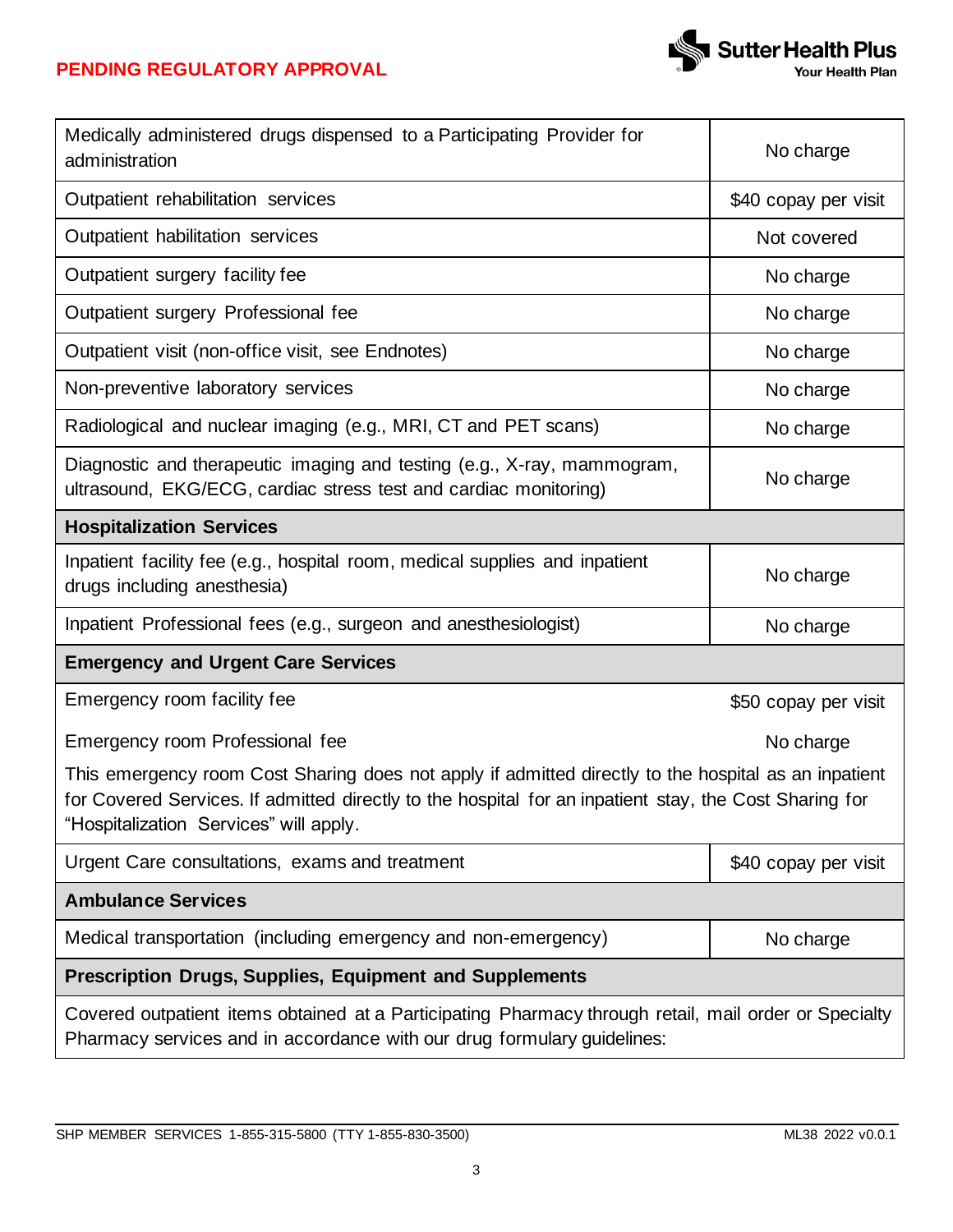**PENDING REGULATORY APPROVAL**

| | |
|---|---|
| Medically administered drugs dispensed to a Participating Provider for administration | No charge |
| Outpatient rehabilitation services | $40 copay per visit |
| Outpatient habilitation services | Not covered |
| Outpatient surgery facility fee | No charge |
| Outpatient surgery Professional fee | No charge |
| Outpatient visit (non-office visit, see Endnotes) | No charge |
| Non-preventive laboratory services | No charge |
| Radiological and nuclear imaging (e.g., MRI, CT and PET scans) | No charge |
| Diagnostic and therapeutic imaging and testing (e.g., X-ray, mammogram, ultrasound, EKG/ECG, cardiac stress test and cardiac monitoring) | No charge |
| **Hospitalization Services** | |
| Inpatient facility fee (e.g., hospital room, medical supplies and inpatient drugs including anesthesia) | No charge |
| Inpatient Professional fees (e.g., surgeon and anesthesiologist) | No charge |
| **Emergency and Urgent Care Services** | |
| Emergency room facility fee | $50 copay per visit |
| Emergency room Professional fee | No charge |
| This emergency room Cost Sharing does not apply if admitted directly to the hospital as an inpatient for Covered Services. If admitted directly to the hospital for an inpatient stay, the Cost Sharing for "Hospitalization Services" will apply. | |
| Urgent Care consultations, exams and treatment | $40 copay per visit |
| **Ambulance Services** | |
| Medical transportation (including emergency and non-emergency) | No charge |
| **Prescription Drugs, Supplies, Equipment and Supplements** | |
| Covered outpatient items obtained at a Participating Pharmacy through retail, mail order or Specialty Pharmacy services and in accordance with our drug formulary guidelines: | |

SHP MEMBER SERVICES 1-855-315-5800 (TTY 1-855-830-3500) ML38 2022 v0.0.1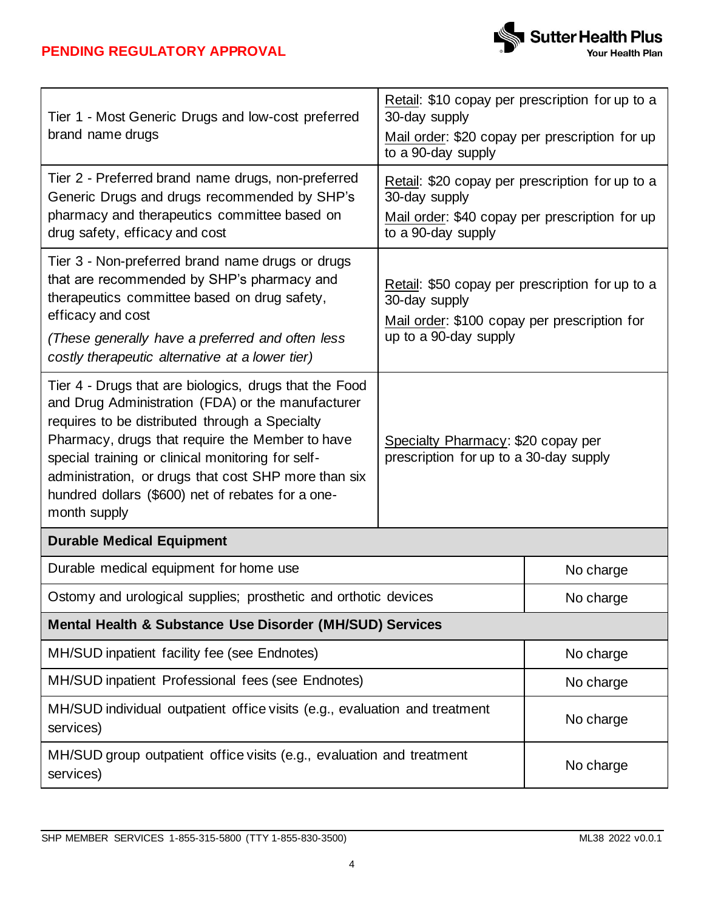PENDING REGULATORY APPROVAL

| | |
|---|---|
| Tier 1 - Most Generic Drugs and low-cost preferred brand name drugs | Retail: $10 copay per prescription for up to a 30-day supply<br>Mail order: $20 copay per prescription for up to a 90-day supply |
| Tier 2 - Preferred brand name drugs, non-preferred Generic Drugs and drugs recommended by SHP's pharmacy and therapeutics committee based on drug safety, efficacy and cost | Retail: $20 copay per prescription for up to a 30-day supply<br>Mail order: $40 copay per prescription for up to a 90-day supply |
| Tier 3 - Non-preferred brand name drugs or drugs that are recommended by SHP's pharmacy and therapeutics committee based on drug safety, efficacy and cost<br>*(These generally have a preferred and often less costly therapeutic alternative at a lower tier)* | Retail: $50 copay per prescription for up to a 30-day supply<br>Mail order: $100 copay per prescription for up to a 90-day supply |
| Tier 4 - Drugs that are biologics, drugs that the Food and Drug Administration (FDA) or the manufacturer requires to be distributed through a Specialty Pharmacy, drugs that require the Member to have special training or clinical monitoring for self-administration, or drugs that cost SHP more than six hundred dollars ($600) net of rebates for a one-month supply | Specialty Pharmacy: $20 copay per prescription for up to a 30-day supply |
| **Durable Medical Equipment** | |
| Durable medical equipment for home use | No charge |
| Ostomy and urological supplies; prosthetic and orthotic devices | No charge |
| **Mental Health & Substance Use Disorder (MH/SUD) Services** | |
| MH/SUD inpatient facility fee (see Endnotes) | No charge |
| MH/SUD inpatient Professional fees (see Endnotes) | No charge |
| MH/SUD individual outpatient office visits (e.g., evaluation and treatment services) | No charge |
| MH/SUD group outpatient office visits (e.g., evaluation and treatment services) | No charge |

SHP MEMBER SERVICES 1-855-315-5800 (TTY 1-855-830-3500) ML38 2022 v0.0.1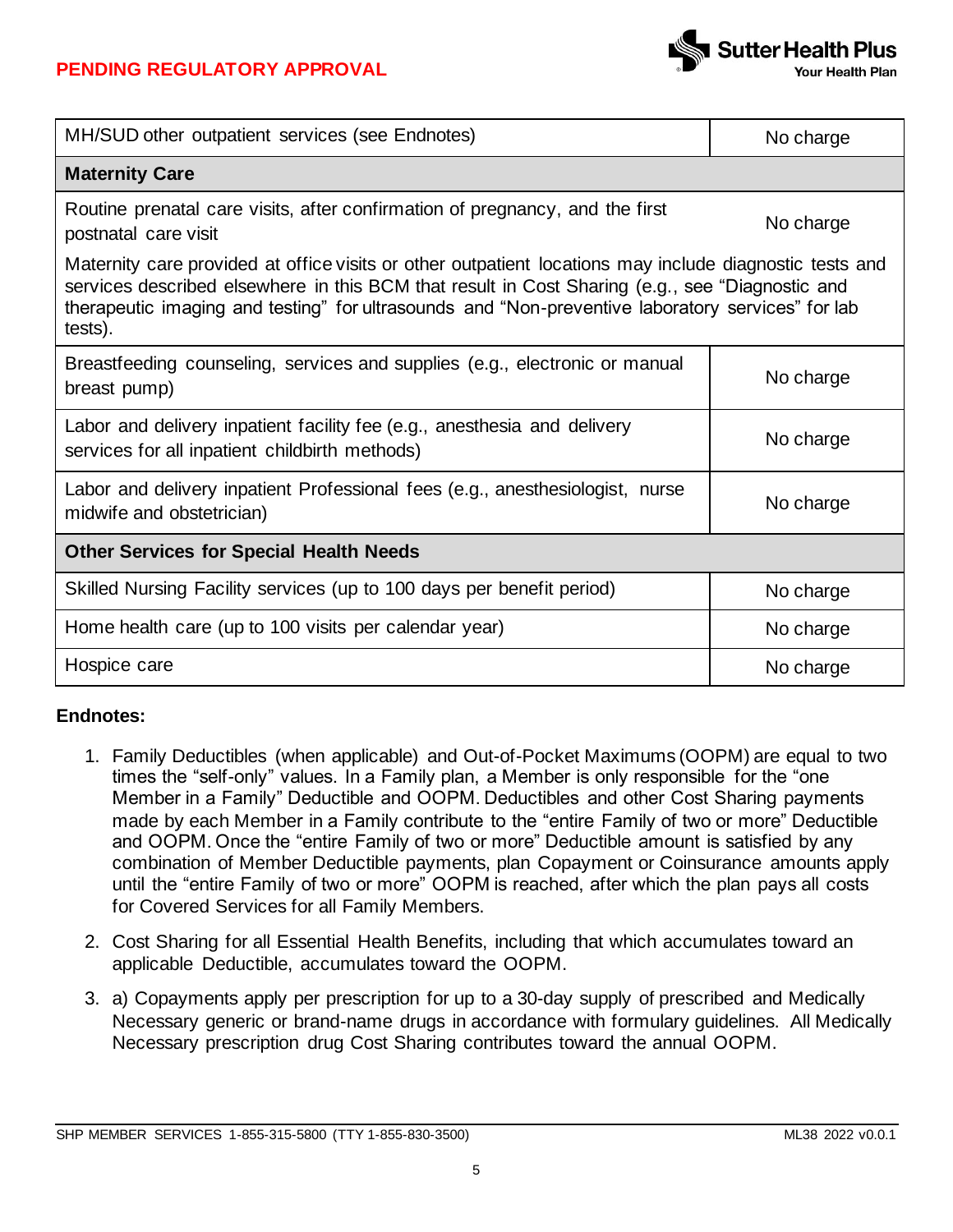| MH/SUD other outpatient services (see Endnotes) | No charge |
|---|---|
| **Maternity Care** | |
| Routine prenatal care visits, after confirmation of pregnancy, and the first postnatal care visit | No charge |
| Maternity care provided at office visits or other outpatient locations may include diagnostic tests and services described elsewhere in this BCM that result in Cost Sharing (e.g., see "Diagnostic and therapeutic imaging and testing" for ultrasounds and "Non-preventive laboratory services" for lab tests). | |
| Breastfeeding counseling, services and supplies (e.g., electronic or manual breast pump) | No charge |
| Labor and delivery inpatient facility fee (e.g., anesthesia and delivery services for all inpatient childbirth methods) | No charge |
| Labor and delivery inpatient Professional fees (e.g., anesthesiologist, nurse midwife and obstetrician) | No charge |
| **Other Services for Special Health Needs** | |
| Skilled Nursing Facility services (up to 100 days per benefit period) | No charge |
| Home health care (up to 100 visits per calendar year) | No charge |
| Hospice care | No charge |

**Endnotes:**

1. Family Deductibles (when applicable) and Out-of-Pocket Maximums (OOPM) are equal to two times the "self-only" values. In a Family plan, a Member is only responsible for the "one Member in a Family" Deductible and OOPM. Deductibles and other Cost Sharing payments made by each Member in a Family contribute to the "entire Family of two or more" Deductible and OOPM. Once the "entire Family of two or more" Deductible amount is satisfied by any combination of Member Deductible payments, plan Copayment or Coinsurance amounts apply until the "entire Family of two or more" OOPM is reached, after which the plan pays all costs for Covered Services for all Family Members.
2. Cost Sharing for all Essential Health Benefits, including that which accumulates toward an applicable Deductible, accumulates toward the OOPM.
3. a) Copayments apply per prescription for up to a 30-day supply of prescribed and Medically Necessary generic or brand-name drugs in accordance with formulary guidelines. All Medically Necessary prescription drug Cost Sharing contributes toward the annual OOPM.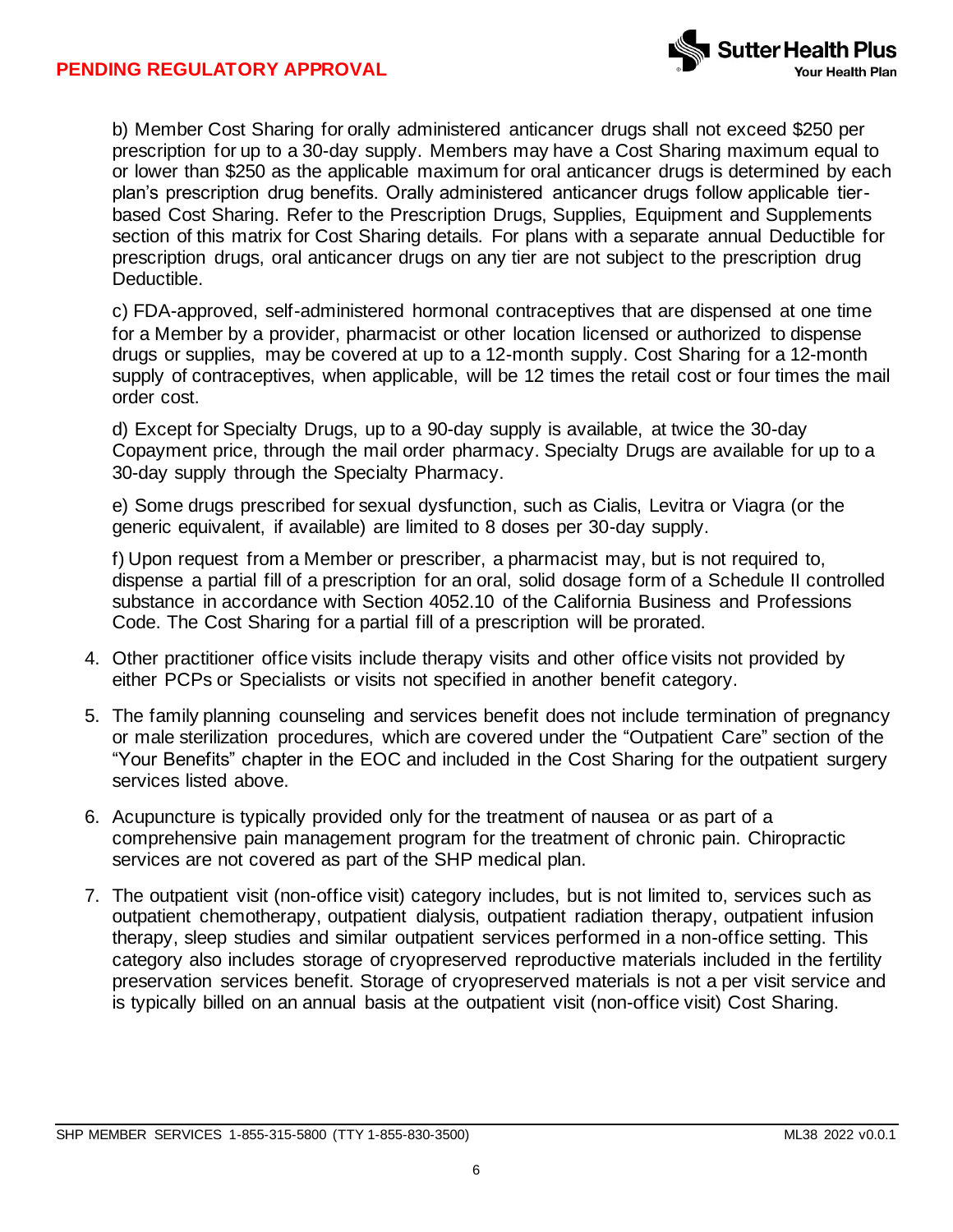b) Member Cost Sharing for orally administered anticancer drugs shall not exceed $250 per prescription for up to a 30-day supply. Members may have a Cost Sharing maximum equal to or lower than $250 as the applicable maximum for oral anticancer drugs is determined by each plan's prescription drug benefits. Orally administered anticancer drugs follow applicable tier-based Cost Sharing. Refer to the Prescription Drugs, Supplies, Equipment and Supplements section of this matrix for Cost Sharing details. For plans with a separate annual Deductible for prescription drugs, oral anticancer drugs on any tier are not subject to the prescription drug Deductible.

c) FDA-approved, self-administered hormonal contraceptives that are dispensed at one time for a Member by a provider, pharmacist or other location licensed or authorized to dispense drugs or supplies, may be covered at up to a 12-month supply. Cost Sharing for a 12-month supply of contraceptives, when applicable, will be 12 times the retail cost or four times the mail order cost.

d) Except for Specialty Drugs, up to a 90-day supply is available, at twice the 30-day Copayment price, through the mail order pharmacy. Specialty Drugs are available for up to a 30-day supply through the Specialty Pharmacy.

e) Some drugs prescribed for sexual dysfunction, such as Cialis, Levitra or Viagra (or the generic equivalent, if available) are limited to 8 doses per 30-day supply.

f) Upon request from a Member or prescriber, a pharmacist may, but is not required to, dispense a partial fill of a prescription for an oral, solid dosage form of a Schedule II controlled substance in accordance with Section 4052.10 of the California Business and Professions Code. The Cost Sharing for a partial fill of a prescription will be prorated.

4. Other practitioner office visits include therapy visits and other office visits not provided by either PCPs or Specialists or visits not specified in another benefit category.
5. The family planning counseling and services benefit does not include termination of pregnancy or male sterilization procedures, which are covered under the "Outpatient Care" section of the "Your Benefits" chapter in the EOC and included in the Cost Sharing for the outpatient surgery services listed above.
6. Acupuncture is typically provided only for the treatment of nausea or as part of a comprehensive pain management program for the treatment of chronic pain. Chiropractic services are not covered as part of the SHP medical plan.
7. The outpatient visit (non-office visit) category includes, but is not limited to, services such as outpatient chemotherapy, outpatient dialysis, outpatient radiation therapy, outpatient infusion therapy, sleep studies and similar outpatient services performed in a non-office setting. This category also includes storage of cryopreserved reproductive materials included in the fertility preservation services benefit. Storage of cryopreserved materials is not a per visit service and is typically billed on an annual basis at the outpatient visit (non-office visit) Cost Sharing.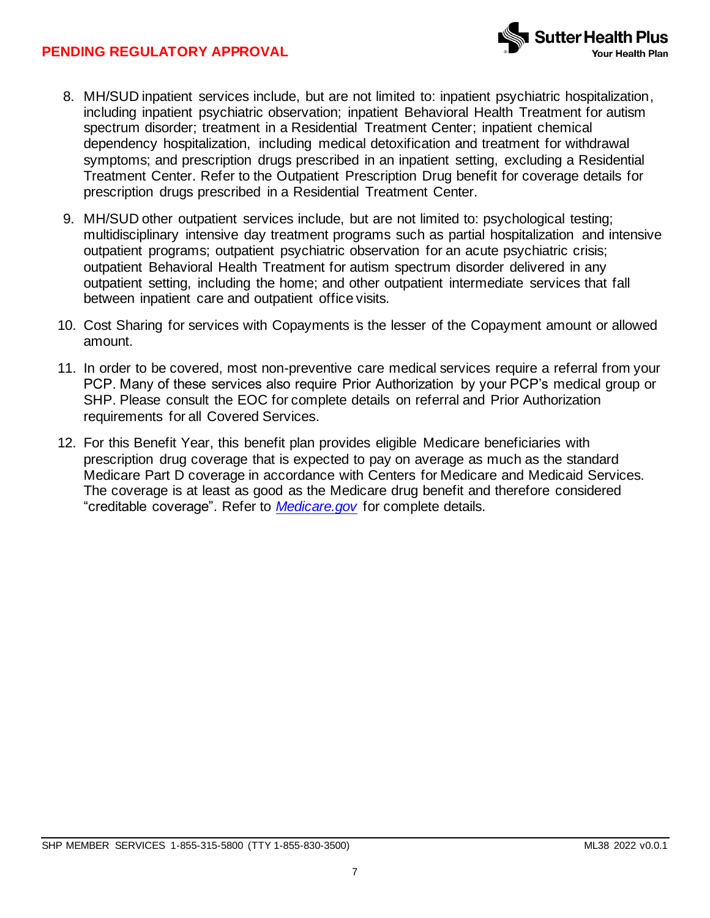8. MH/SUD inpatient services include, but are not limited to: inpatient psychiatric hospitalization, including inpatient psychiatric observation; inpatient Behavioral Health Treatment for autism spectrum disorder; treatment in a Residential Treatment Center; inpatient chemical dependency hospitalization, including medical detoxification and treatment for withdrawal symptoms; and prescription drugs prescribed in an inpatient setting, excluding a Residential Treatment Center. Refer to the Outpatient Prescription Drug benefit for coverage details for prescription drugs prescribed in a Residential Treatment Center.
9. MH/SUD other outpatient services include, but are not limited to: psychological testing; multidisciplinary intensive day treatment programs such as partial hospitalization and intensive outpatient programs; outpatient psychiatric observation for an acute psychiatric crisis; outpatient Behavioral Health Treatment for autism spectrum disorder delivered in any outpatient setting, including the home; and other outpatient intermediate services that fall between inpatient care and outpatient office visits.
10. Cost Sharing for services with Copayments is the lesser of the Copayment amount or allowed amount.
11. In order to be covered, most non-preventive care medical services require a referral from your PCP. Many of these services also require Prior Authorization by your PCP's medical group or SHP. Please consult the EOC for complete details on referral and Prior Authorization requirements for all Covered Services.
12. For this Benefit Year, this benefit plan provides eligible Medicare beneficiaries with prescription drug coverage that is expected to pay on average as much as the standard Medicare Part D coverage in accordance with Centers for Medicare and Medicaid Services. The coverage is at least as good as the Medicare drug benefit and therefore considered "creditable coverage". Refer to *Medicare.gov* for complete details.